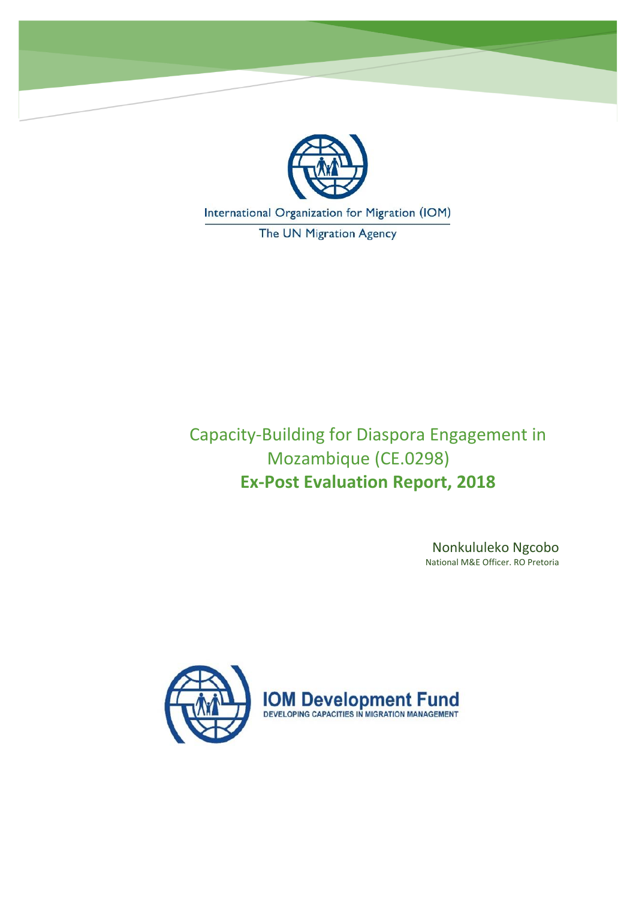International Organization for Migration (IOM)

The UN Migration Agency

# Capacity-Building for Diaspora Engagement in Mozambique (CE.0298)

## **Ex-Post Evaluation Report, 2018**

Nonkululeko Ngcobo

National M&E Officer. RO Pretoria

IOM Development Fund

DEVELOPING CAPACITIES IN MIGRATION MANAGEMENT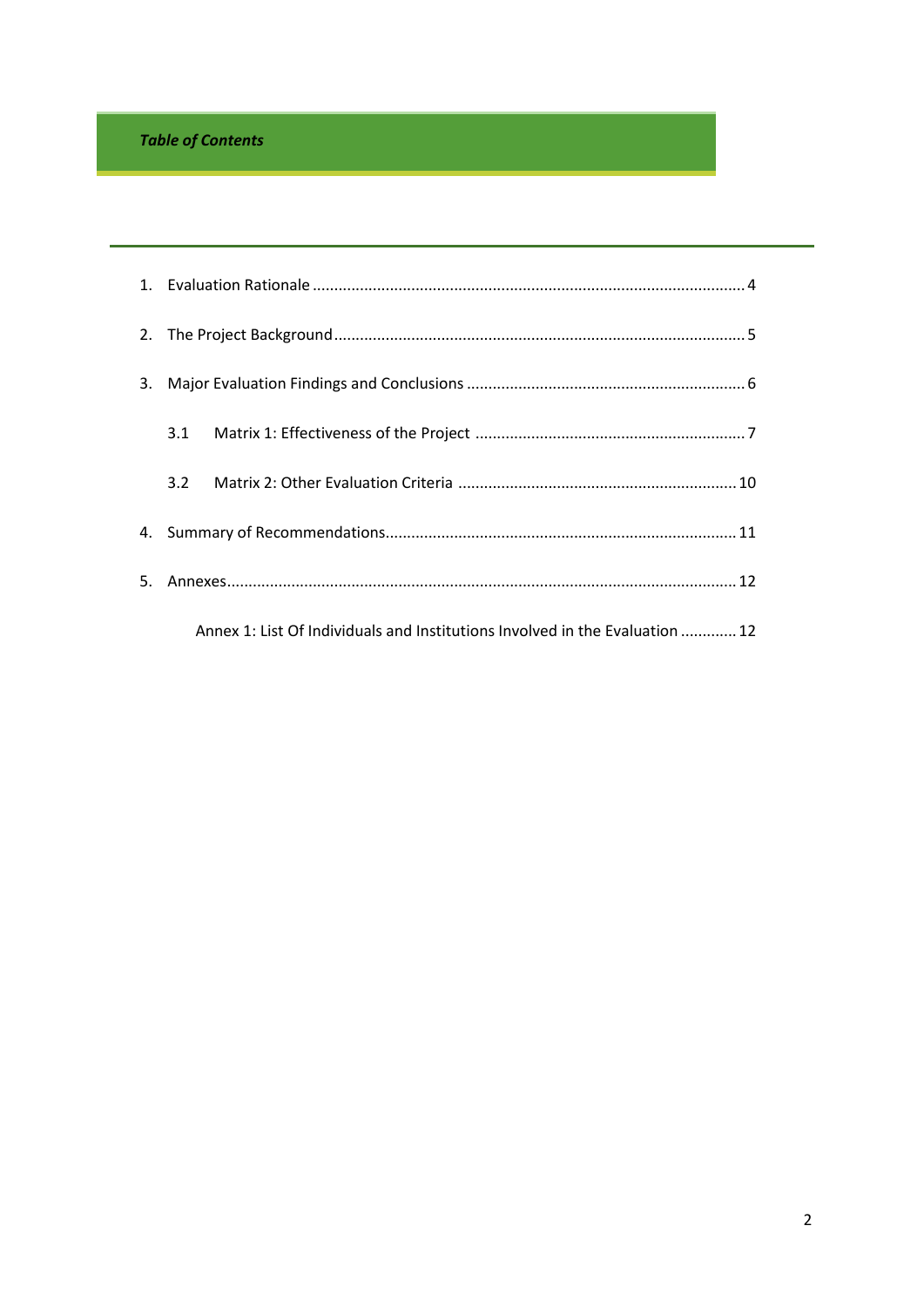## *Table of Contents*

1. Evaluation Rationale .......... 4
2. The Project Background .......... 5
3. Major Evaluation Findings and Conclusions .......... 6
    - 3.1 Matrix 1: Effectiveness of the Project .......... 7
    - 3.2 Matrix 2: Other Evaluation Criteria .......... 10
4. Summary of Recommendations .......... 11
5. Annexes .......... 12
    - Annex 1: List Of Individuals and Institutions Involved in the Evaluation .......... 12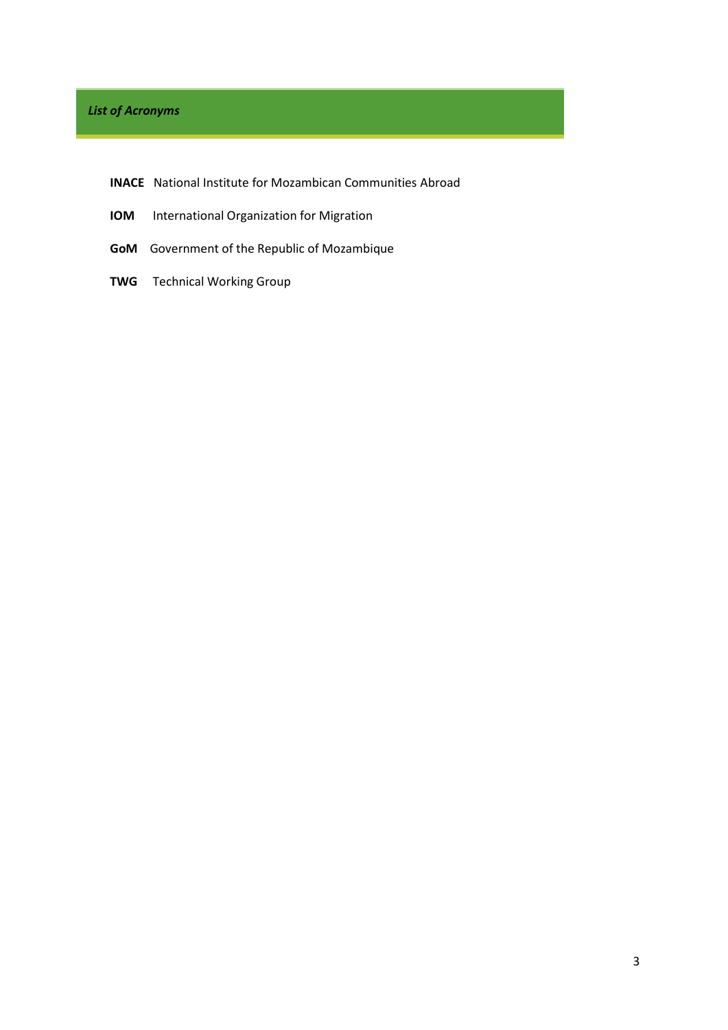## *List of Acronyms*

**INACE** National Institute for Mozambican Communities Abroad

**IOM** International Organization for Migration

**GoM** Government of the Republic of Mozambique

**TWG** Technical Working Group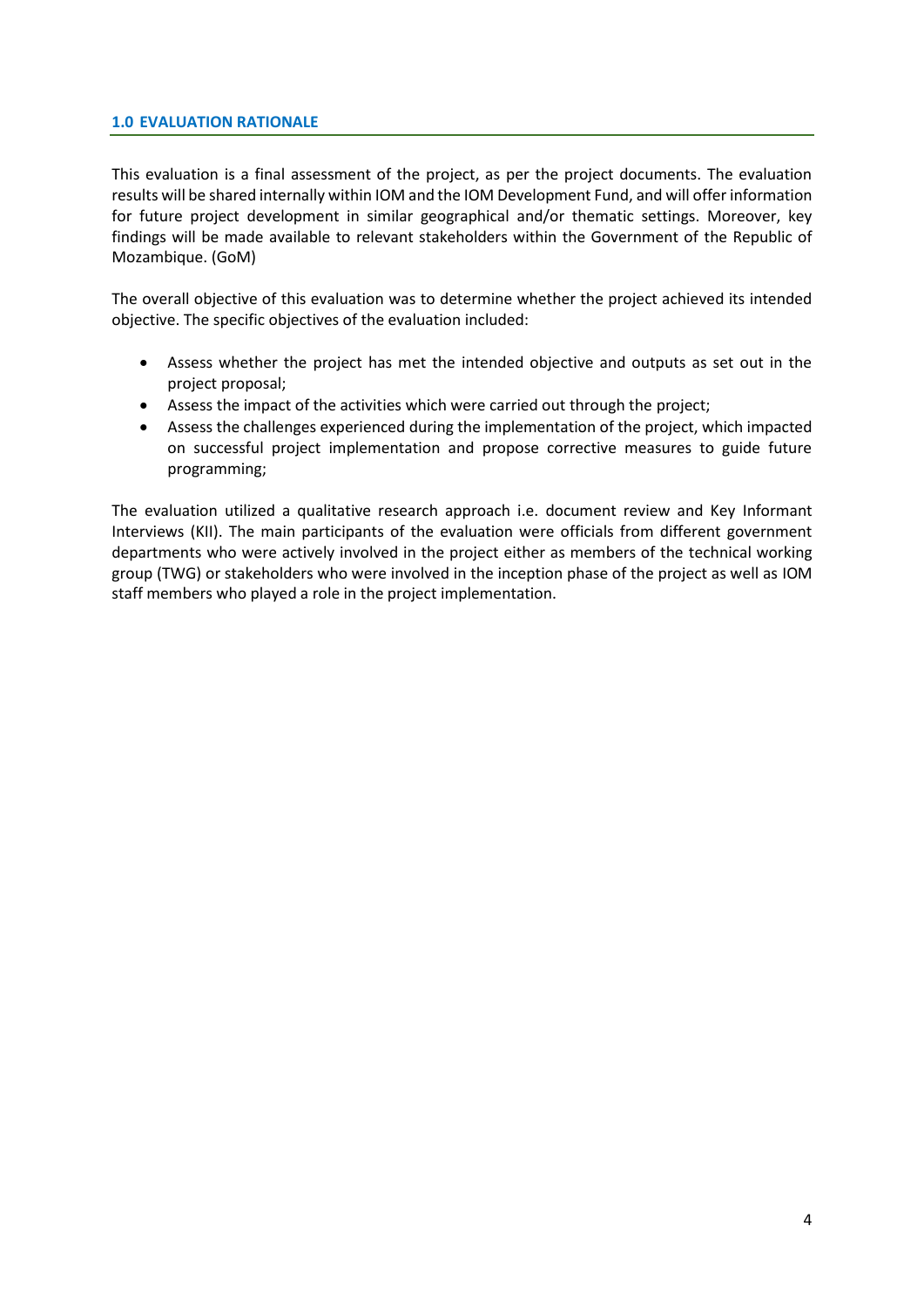## 1.0 EVALUATION RATIONALE

This evaluation is a final assessment of the project, as per the project documents. The evaluation results will be shared internally within IOM and the IOM Development Fund, and will offer information for future project development in similar geographical and/or thematic settings. Moreover, key findings will be made available to relevant stakeholders within the Government of the Republic of Mozambique. (GoM)

The overall objective of this evaluation was to determine whether the project achieved its intended objective. The specific objectives of the evaluation included:

- Assess whether the project has met the intended objective and outputs as set out in the project proposal;
- Assess the impact of the activities which were carried out through the project;
- Assess the challenges experienced during the implementation of the project, which impacted on successful project implementation and propose corrective measures to guide future programming;

The evaluation utilized a qualitative research approach i.e. document review and Key Informant Interviews (KII). The main participants of the evaluation were officials from different government departments who were actively involved in the project either as members of the technical working group (TWG) or stakeholders who were involved in the inception phase of the project as well as IOM staff members who played a role in the project implementation.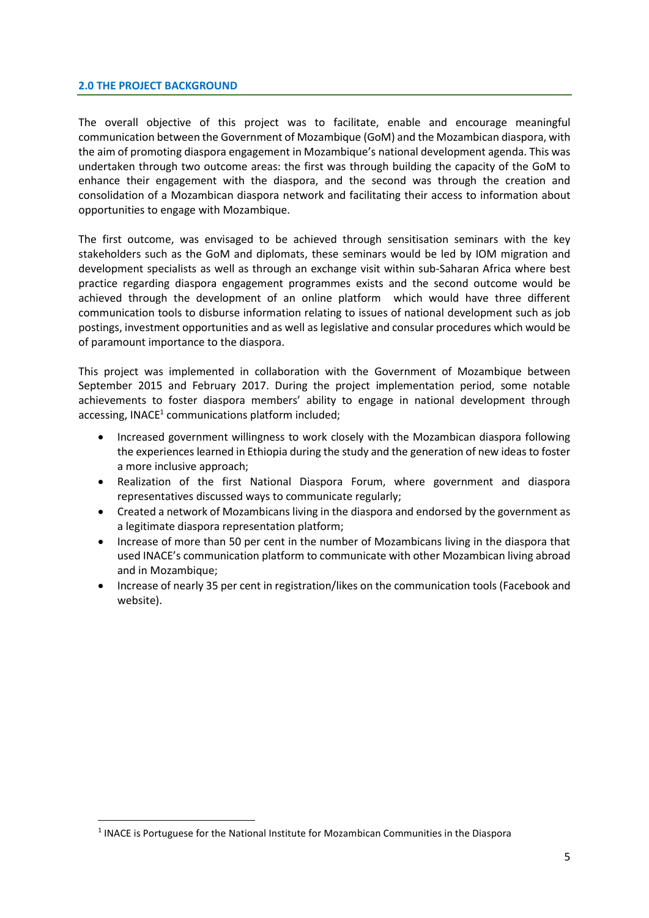## 2.0 THE PROJECT BACKGROUND

The overall objective of this project was to facilitate, enable and encourage meaningful communication between the Government of Mozambique (GoM) and the Mozambican diaspora, with the aim of promoting diaspora engagement in Mozambique's national development agenda. This was undertaken through two outcome areas: the first was through building the capacity of the GoM to enhance their engagement with the diaspora, and the second was through the creation and consolidation of a Mozambican diaspora network and facilitating their access to information about opportunities to engage with Mozambique.

The first outcome, was envisaged to be achieved through sensitisation seminars with the key stakeholders such as the GoM and diplomats, these seminars would be led by IOM migration and development specialists as well as through an exchange visit within sub-Saharan Africa where best practice regarding diaspora engagement programmes exists and the second outcome would be achieved through the development of an online platform which would have three different communication tools to disburse information relating to issues of national development such as job postings, investment opportunities and as well as legislative and consular procedures which would be of paramount importance to the diaspora.

This project was implemented in collaboration with the Government of Mozambique between September 2015 and February 2017. During the project implementation period, some notable achievements to foster diaspora members' ability to engage in national development through accessing, INACE[1] communications platform included;

- Increased government willingness to work closely with the Mozambican diaspora following the experiences learned in Ethiopia during the study and the generation of new ideas to foster a more inclusive approach;
- Realization of the first National Diaspora Forum, where government and diaspora representatives discussed ways to communicate regularly;
- Created a network of Mozambicans living in the diaspora and endorsed by the government as a legitimate diaspora representation platform;
- Increase of more than 50 per cent in the number of Mozambicans living in the diaspora that used INACE's communication platform to communicate with other Mozambican living abroad and in Mozambique;
- Increase of nearly 35 per cent in registration/likes on the communication tools (Facebook and website).

[1] INACE is Portuguese for the National Institute for Mozambican Communities in the Diaspora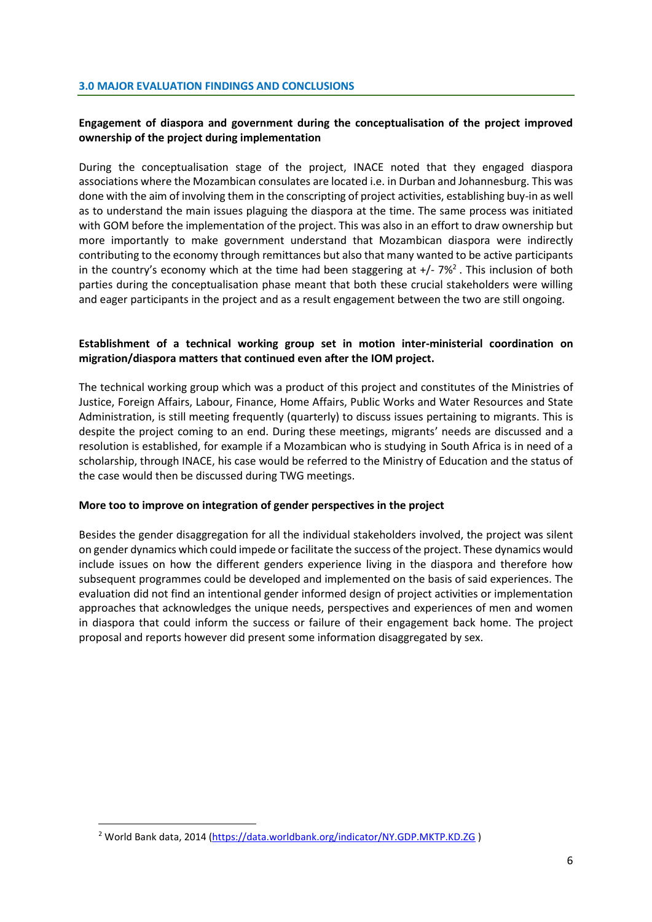## 3.0 MAJOR EVALUATION FINDINGS AND CONCLUSIONS

**Engagement of diaspora and government during the conceptualisation of the project improved ownership of the project during implementation**

During the conceptualisation stage of the project, INACE noted that they engaged diaspora associations where the Mozambican consulates are located i.e. in Durban and Johannesburg. This was done with the aim of involving them in the conscripting of project activities, establishing buy-in as well as to understand the main issues plaguing the diaspora at the time. The same process was initiated with GOM before the implementation of the project. This was also in an effort to draw ownership but more importantly to make government understand that Mozambican diaspora were indirectly contributing to the economy through remittances but also that many wanted to be active participants in the country's economy which at the time had been staggering at +/- 7%[2] . This inclusion of both parties during the conceptualisation phase meant that both these crucial stakeholders were willing and eager participants in the project and as a result engagement between the two are still ongoing.

**Establishment of a technical working group set in motion inter-ministerial coordination on migration/diaspora matters that continued even after the IOM project.**

The technical working group which was a product of this project and constitutes of the Ministries of Justice, Foreign Affairs, Labour, Finance, Home Affairs, Public Works and Water Resources and State Administration, is still meeting frequently (quarterly) to discuss issues pertaining to migrants. This is despite the project coming to an end. During these meetings, migrants' needs are discussed and a resolution is established, for example if a Mozambican who is studying in South Africa is in need of a scholarship, through INACE, his case would be referred to the Ministry of Education and the status of the case would then be discussed during TWG meetings.

**More too to improve on integration of gender perspectives in the project**

Besides the gender disaggregation for all the individual stakeholders involved, the project was silent on gender dynamics which could impede or facilitate the success of the project. These dynamics would include issues on how the different genders experience living in the diaspora and therefore how subsequent programmes could be developed and implemented on the basis of said experiences. The evaluation did not find an intentional gender informed design of project activities or implementation approaches that acknowledges the unique needs, perspectives and experiences of men and women in diaspora that could inform the success or failure of their engagement back home. The project proposal and reports however did present some information disaggregated by sex.

---

[2] World Bank data, 2014 (https://data.worldbank.org/indicator/NY.GDP.MKTP.KD.ZG )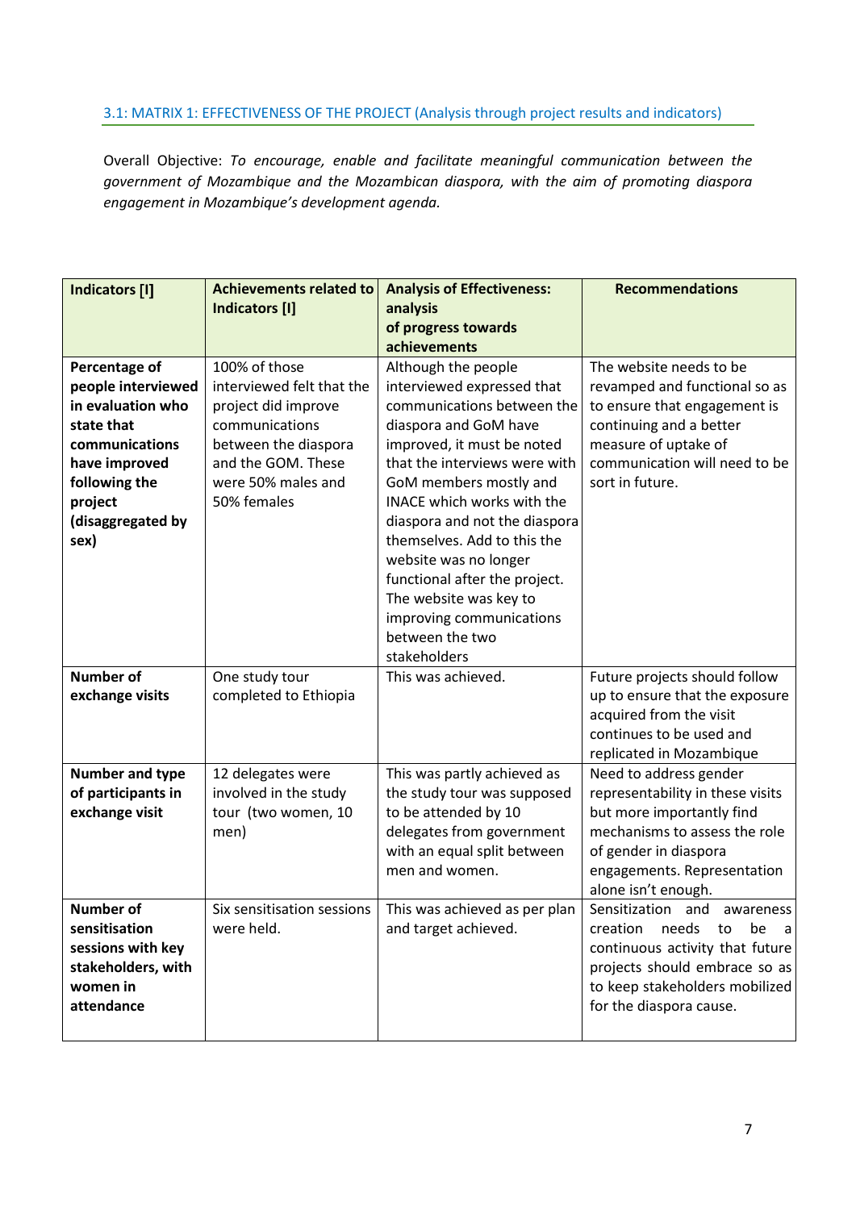### 3.1: MATRIX 1: EFFECTIVENESS OF THE PROJECT (Analysis through project results and indicators)

Overall Objective: *To encourage, enable and facilitate meaningful communication between the government of Mozambique and the Mozambican diaspora, with the aim of promoting diaspora engagement in Mozambique's development agenda.*

| Indicators [I] | Achievements related to Indicators [I] | Analysis of Effectiveness: analysis of progress towards achievements | Recommendations |
|---|---|---|---|
| **Percentage of people interviewed in evaluation who state that communications have improved following the project (disaggregated by sex)** | 100% of those interviewed felt that the project did improve communications between the diaspora and the GOM. These were 50% males and 50% females | Although the people interviewed expressed that communications between the diaspora and GoM have improved, it must be noted that the interviews were with GoM members mostly and INACE which works with the diaspora and not the diaspora themselves. Add to this the website was no longer functional after the project. The website was key to improving communications between the two stakeholders | The website needs to be revamped and functional so as to ensure that engagement is continuing and a better measure of uptake of communication will need to be sort in future. |
| **Number of exchange visits** | One study tour completed to Ethiopia | This was achieved. | Future projects should follow up to ensure that the exposure acquired from the visit continues to be used and replicated in Mozambique |
| **Number and type of participants in exchange visit** | 12 delegates were involved in the study tour (two women, 10 men) | This was partly achieved as the study tour was supposed to be attended by 10 delegates from government with an equal split between men and women. | Need to address gender representability in these visits but more importantly find mechanisms to assess the role of gender in diaspora engagements. Representation alone isn't enough. |
| **Number of sensitisation sessions with key stakeholders, with women in attendance** | Six sensitisation sessions were held. | This was achieved as per plan and target achieved. | Sensitization and awareness creation needs to be a continuous activity that future projects should embrace so as to keep stakeholders mobilized for the diaspora cause. |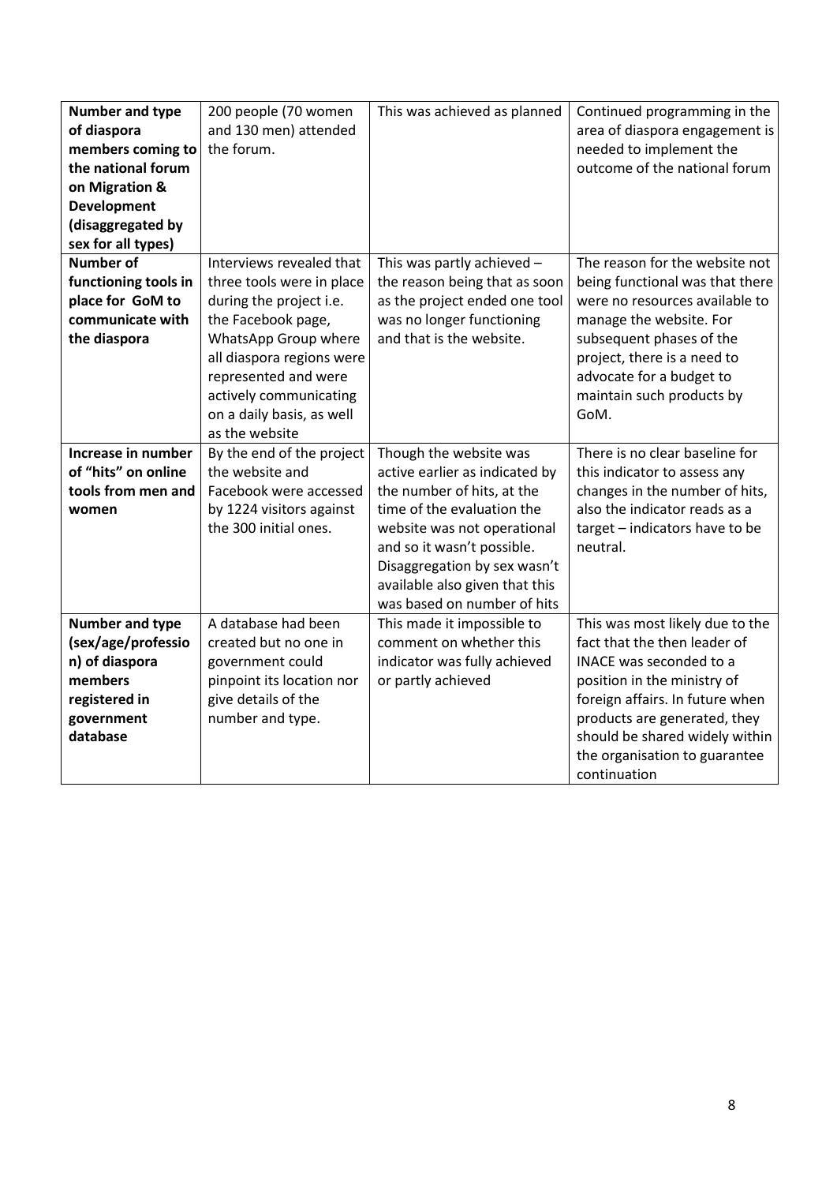| **Number and type of diaspora members coming to the national forum on Migration & Development (disaggregated by sex for all types)** | 200 people (70 women and 130 men) attended the forum. | This was achieved as planned | Continued programming in the area of diaspora engagement is needed to implement the outcome of the national forum |
|---|---|---|---|
| **Number of functioning tools in place for GoM to communicate with the diaspora** | Interviews revealed that three tools were in place during the project i.e. the Facebook page, WhatsApp Group where all diaspora regions were represented and were actively communicating on a daily basis, as well as the website | This was partly achieved – the reason being that as soon as the project ended one tool was no longer functioning and that is the website. | The reason for the website not being functional was that there were no resources available to manage the website. For subsequent phases of the project, there is a need to advocate for a budget to maintain such products by GoM. |
| **Increase in number of "hits" on online tools from men and women** | By the end of the project the website and Facebook were accessed by 1224 visitors against the 300 initial ones. | Though the website was active earlier as indicated by the number of hits, at the time of the evaluation the website was not operational and so it wasn't possible. Disaggregation by sex wasn't available also given that this was based on number of hits | There is no clear baseline for this indicator to assess any changes in the number of hits, also the indicator reads as a target – indicators have to be neutral. |
| **Number and type (sex/age/profession) of diaspora members registered in government database** | A database had been created but no one in government could pinpoint its location nor give details of the number and type. | This made it impossible to comment on whether this indicator was fully achieved or partly achieved | This was most likely due to the fact that the then leader of INACE was seconded to a position in the ministry of foreign affairs. In future when products are generated, they should be shared widely within the organisation to guarantee continuation |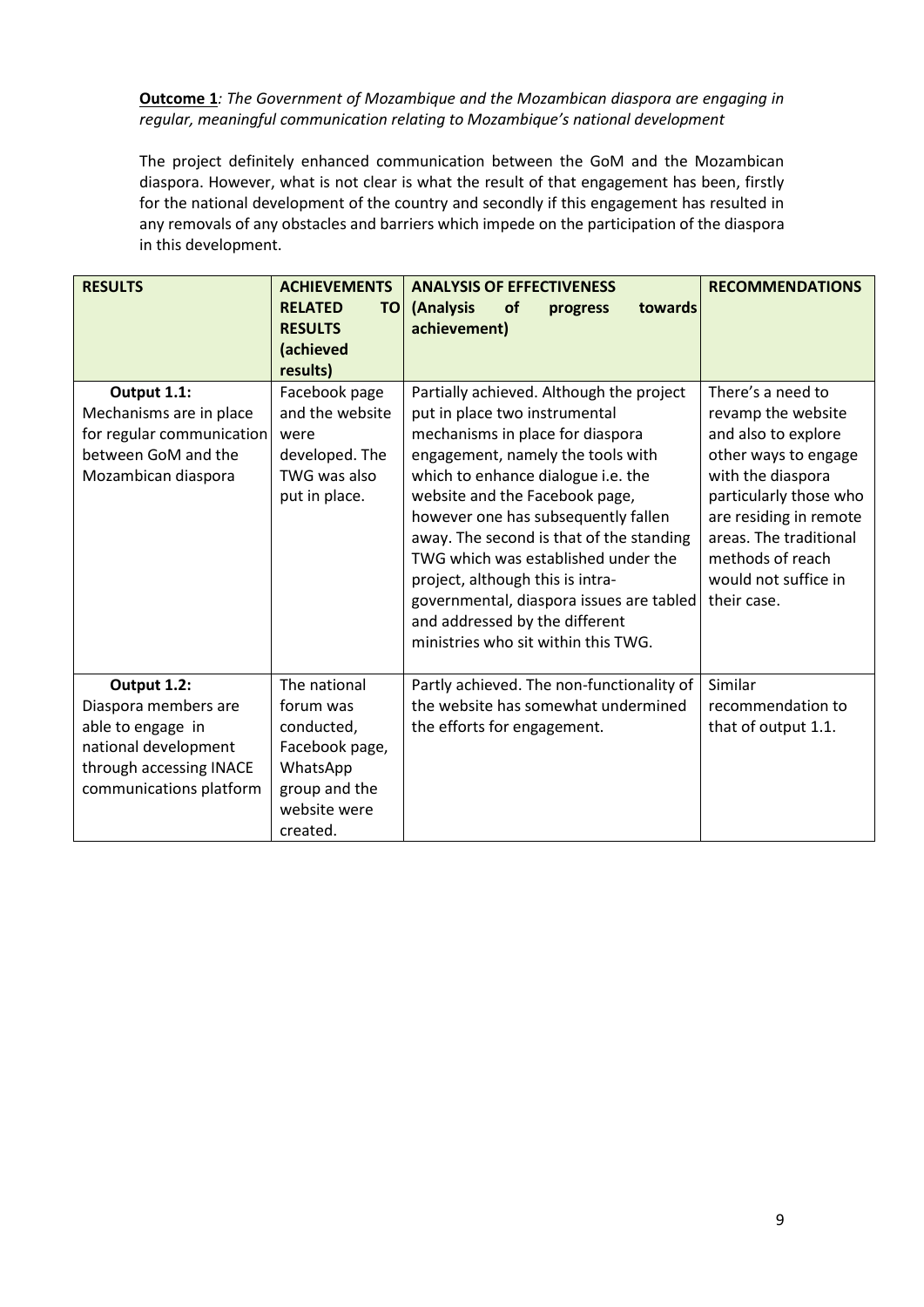**Outcome 1**: *The Government of Mozambique and the Mozambican diaspora are engaging in regular, meaningful communication relating to Mozambique's national development*

The project definitely enhanced communication between the GoM and the Mozambican diaspora. However, what is not clear is what the result of that engagement has been, firstly for the national development of the country and secondly if this engagement has resulted in any removals of any obstacles and barriers which impede on the participation of the diaspora in this development.

| **RESULTS** | **ACHIEVEMENTS RELATED TO RESULTS (achieved results)** | **ANALYSIS OF EFFECTIVENESS (Analysis of progress towards achievement)** | **RECOMMENDATIONS** |
|---|---|---|---|
| **Output 1.1:** Mechanisms are in place for regular communication between GoM and the Mozambican diaspora | Facebook page and the website were developed. The TWG was also put in place. | Partially achieved. Although the project put in place two instrumental mechanisms in place for diaspora engagement, namely the tools with which to enhance dialogue i.e. the website and the Facebook page, however one has subsequently fallen away. The second is that of the standing TWG which was established under the project, although this is intra-governmental, diaspora issues are tabled and addressed by the different ministries who sit within this TWG. | There's a need to revamp the website and also to explore other ways to engage with the diaspora particularly those who are residing in remote areas. The traditional methods of reach would not suffice in their case. |
| **Output 1.2:** Diaspora members are able to engage in national development through accessing INACE communications platform | The national forum was conducted, Facebook page, WhatsApp group and the website were created. | Partly achieved. The non-functionality of the website has somewhat undermined the efforts for engagement. | Similar recommendation to that of output 1.1. |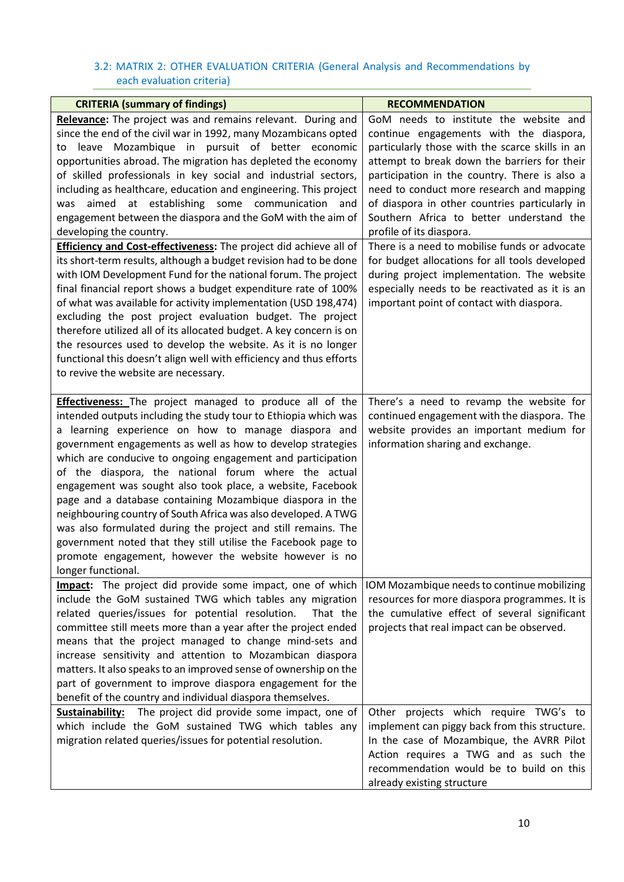### 3.2: MATRIX 2: OTHER EVALUATION CRITERIA (General Analysis and Recommendations by each evaluation criteria)

| CRITERIA (summary of findings) | RECOMMENDATION |
|---|---|
| **Relevance:** The project was and remains relevant. During and since the end of the civil war in 1992, many Mozambicans opted to leave Mozambique in pursuit of better economic opportunities abroad. The migration has depleted the economy of skilled professionals in key social and industrial sectors, including as healthcare, education and engineering. This project was aimed at establishing some communication and engagement between the diaspora and the GoM with the aim of developing the country. | GoM needs to institute the website and continue engagements with the diaspora, particularly those with the scarce skills in an attempt to break down the barriers for their participation in the country. There is also a need to conduct more research and mapping of diaspora in other countries particularly in Southern Africa to better understand the profile of its diaspora. |
| **Efficiency and Cost-effectiveness:** The project did achieve all of its short-term results, although a budget revision had to be done with IOM Development Fund for the national forum. The project final financial report shows a budget expenditure rate of 100% of what was available for activity implementation (USD 198,474) excluding the post project evaluation budget. The project therefore utilized all of its allocated budget. A key concern is on the resources used to develop the website. As it is no longer functional this doesn't align well with efficiency and thus efforts to revive the website are necessary. | There is a need to mobilise funds or advocate for budget allocations for all tools developed during project implementation. The website especially needs to be reactivated as it is an important point of contact with diaspora. |
| **Effectiveness:** The project managed to produce all of the intended outputs including the study tour to Ethiopia which was a learning experience on how to manage diaspora and government engagements as well as how to develop strategies which are conducive to ongoing engagement and participation of the diaspora, the national forum where the actual engagement was sought also took place, a website, Facebook page and a database containing Mozambique diaspora in the neighbouring country of South Africa was also developed. A TWG was also formulated during the project and still remains. The government noted that they still utilise the Facebook page to promote engagement, however the website however is no longer functional. | There's a need to revamp the website for continued engagement with the diaspora. The website provides an important medium for information sharing and exchange. |
| **Impact:** The project did provide some impact, one of which include the GoM sustained TWG which tables any migration related queries/issues for potential resolution. That the committee still meets more than a year after the project ended means that the project managed to change mind-sets and increase sensitivity and attention to Mozambican diaspora matters. It also speaks to an improved sense of ownership on the part of government to improve diaspora engagement for the benefit of the country and individual diaspora themselves. | IOM Mozambique needs to continue mobilizing resources for more diaspora programmes. It is the cumulative effect of several significant projects that real impact can be observed. |
| **Sustainability:** The project did provide some impact, one of which include the GoM sustained TWG which tables any migration related queries/issues for potential resolution. | Other projects which require TWG's to implement can piggy back from this structure. In the case of Mozambique, the AVRR Pilot Action requires a TWG and as such the recommendation would be to build on this already existing structure |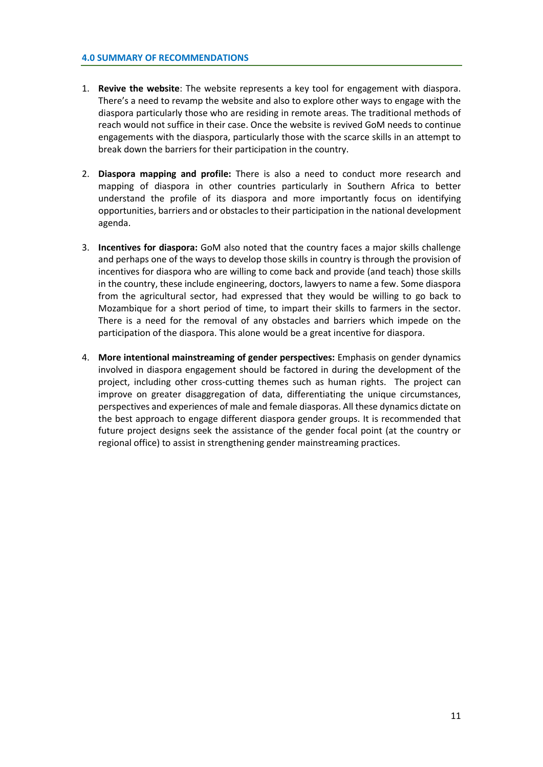## 4.0 SUMMARY OF RECOMMENDATIONS

1. **Revive the website**: The website represents a key tool for engagement with diaspora. There's a need to revamp the website and also to explore other ways to engage with the diaspora particularly those who are residing in remote areas. The traditional methods of reach would not suffice in their case. Once the website is revived GoM needs to continue engagements with the diaspora, particularly those with the scarce skills in an attempt to break down the barriers for their participation in the country.

2. **Diaspora mapping and profile:** There is also a need to conduct more research and mapping of diaspora in other countries particularly in Southern Africa to better understand the profile of its diaspora and more importantly focus on identifying opportunities, barriers and or obstacles to their participation in the national development agenda.

3. **Incentives for diaspora:** GoM also noted that the country faces a major skills challenge and perhaps one of the ways to develop those skills in country is through the provision of incentives for diaspora who are willing to come back and provide (and teach) those skills in the country, these include engineering, doctors, lawyers to name a few. Some diaspora from the agricultural sector, had expressed that they would be willing to go back to Mozambique for a short period of time, to impart their skills to farmers in the sector. There is a need for the removal of any obstacles and barriers which impede on the participation of the diaspora. This alone would be a great incentive for diaspora.

4. **More intentional mainstreaming of gender perspectives:** Emphasis on gender dynamics involved in diaspora engagement should be factored in during the development of the project, including other cross-cutting themes such as human rights. The project can improve on greater disaggregation of data, differentiating the unique circumstances, perspectives and experiences of male and female diasporas. All these dynamics dictate on the best approach to engage different diaspora gender groups. It is recommended that future project designs seek the assistance of the gender focal point (at the country or regional office) to assist in strengthening gender mainstreaming practices.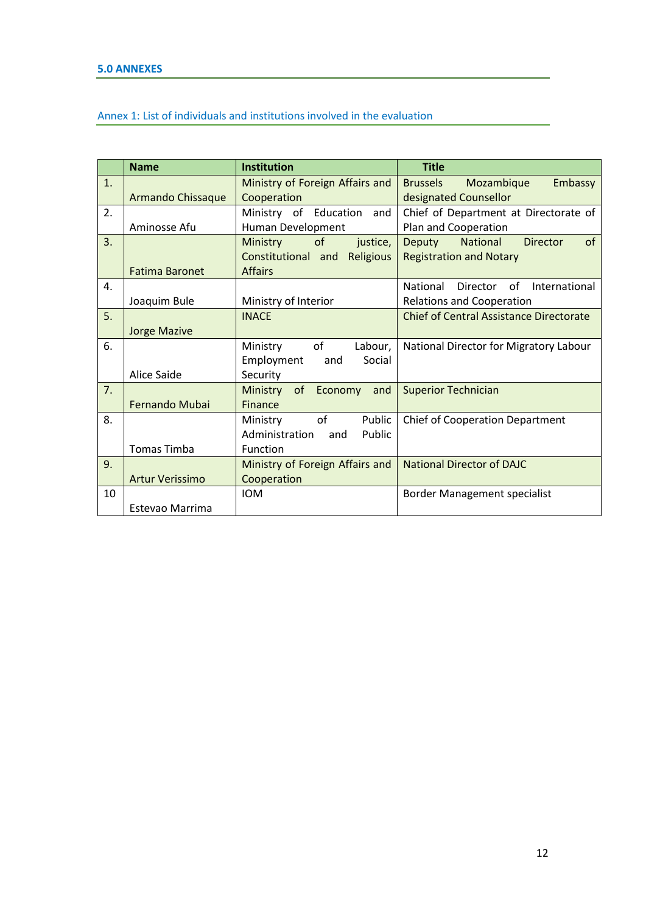## 5.0 ANNEXES

### Annex 1: List of individuals and institutions involved in the evaluation

| | Name | Institution | Title |
|---|---|---|---|
| 1. | Armando Chissaque | Ministry of Foreign Affairs and Cooperation | Brussels Mozambique Embassy designated Counsellor |
| 2. | Aminosse Afu | Ministry of Education and Human Development | Chief of Department at Directorate of Plan and Cooperation |
| 3. | Fatima Baronet | Ministry of justice, Constitutional and Religious Affairs | Deputy National Director of Registration and Notary |
| 4. | Joaquim Bule | Ministry of Interior | National Director of International Relations and Cooperation |
| 5. | Jorge Mazive | INACE | Chief of Central Assistance Directorate |
| 6. | Alice Saide | Ministry of Labour, Employment and Social Security | National Director for Migratory Labour |
| 7. | Fernando Mubai | Ministry of Economy and Finance | Superior Technician |
| 8. | Tomas Timba | Ministry of Public Administration and Public Function | Chief of Cooperation Department |
| 9. | Artur Verissimo | Ministry of Foreign Affairs and Cooperation | National Director of DAJC |
| 10 | Estevao Marrima | IOM | Border Management specialist |